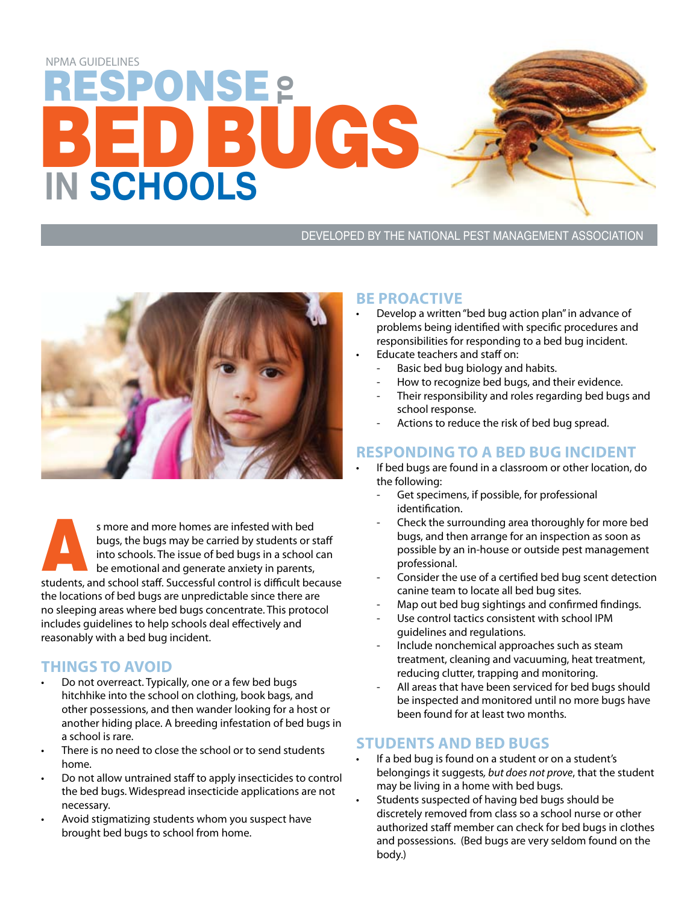NPMA GUIDELINES

# RESPONSE TO BED BUGS IN SCHOOLS

DEVELOPED BY THE NATIONAL PEST MANAGEMENT ASSOCIATION

As more and more homes are infested with bed bugs, the bugs may be carried by students or staff into schools. The issue of bed bugs in a school can be emotional and generate anxiety in parents, students, and school staff. Successful control is difficult because the locations of bed bugs are unpredictable since there are no sleeping areas where bed bugs concentrate. This protocol includes guidelines to help schools deal effectively and reasonably with a bed bug incident.

## THINGS TO AVOID

- Do not overreact. Typically, one or a few bed bugs hitchhike into the school on clothing, book bags, and other possessions, and then wander looking for a host or another hiding place. A breeding infestation of bed bugs in a school is rare.
- There is no need to close the school or to send students home.
- Do not allow untrained staff to apply insecticides to control the bed bugs. Widespread insecticide applications are not necessary.
- Avoid stigmatizing students whom you suspect have brought bed bugs to school from home.

## BE PROACTIVE

- Develop a written "bed bug action plan" in advance of problems being identified with specific procedures and responsibilities for responding to a bed bug incident.
- Educate teachers and staff on:
  - Basic bed bug biology and habits.
  - How to recognize bed bugs, and their evidence.
  - Their responsibility and roles regarding bed bugs and school response.
  - Actions to reduce the risk of bed bug spread.

## RESPONDING TO A BED BUG INCIDENT

- If bed bugs are found in a classroom or other location, do the following:
  - Get specimens, if possible, for professional identification.
  - Check the surrounding area thoroughly for more bed bugs, and then arrange for an inspection as soon as possible by an in-house or outside pest management professional.
  - Consider the use of a certified bed bug scent detection canine team to locate all bed bug sites.
  - Map out bed bug sightings and confirmed findings.
  - Use control tactics consistent with school IPM guidelines and regulations.
  - Include nonchemical approaches such as steam treatment, cleaning and vacuuming, heat treatment, reducing clutter, trapping and monitoring.
  - All areas that have been serviced for bed bugs should be inspected and monitored until no more bugs have been found for at least two months.

## STUDENTS AND BED BUGS

- If a bed bug is found on a student or on a student's belongings it suggests, *but does not prove*, that the student may be living in a home with bed bugs.
- Students suspected of having bed bugs should be discretely removed from class so a school nurse or other authorized staff member can check for bed bugs in clothes and possessions. (Bed bugs are very seldom found on the body.)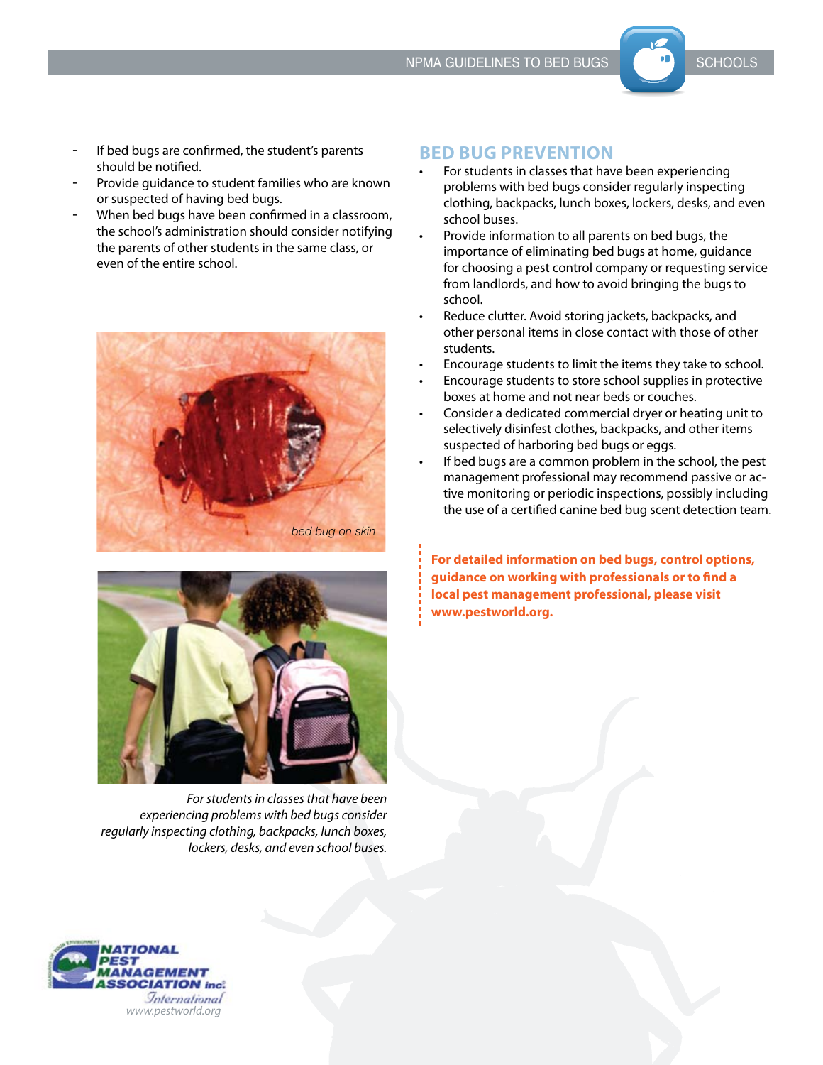- If bed bugs are confirmed, the student's parents should be notified.
- Provide guidance to student families who are known or suspected of having bed bugs.
- When bed bugs have been confirmed in a classroom, the school's administration should consider notifying the parents of other students in the same class, or even of the entire school.

*bed bug on skin*

*For students in classes that have been experiencing problems with bed bugs consider regularly inspecting clothing, backpacks, lunch boxes, lockers, desks, and even school buses.*

## BED BUG PREVENTION

- For students in classes that have been experiencing problems with bed bugs consider regularly inspecting clothing, backpacks, lunch boxes, lockers, desks, and even school buses.
- Provide information to all parents on bed bugs, the importance of eliminating bed bugs at home, guidance for choosing a pest control company or requesting service from landlords, and how to avoid bringing the bugs to school.
- Reduce clutter. Avoid storing jackets, backpacks, and other personal items in close contact with those of other students.
- Encourage students to limit the items they take to school.
- Encourage students to store school supplies in protective boxes at home and not near beds or couches.
- Consider a dedicated commercial dryer or heating unit to selectively disinfest clothes, backpacks, and other items suspected of harboring bed bugs or eggs.
- If bed bugs are a common problem in the school, the pest management professional may recommend passive or active monitoring or periodic inspections, possibly including the use of a certified canine bed bug scent detection team.

**For detailed information on bed bugs, control options, guidance on working with professionals or to find a local pest management professional, please visit www.pestworld.org.**

NATIONAL PEST MANAGEMENT ASSOCIATION inc. International
www.pestworld.org